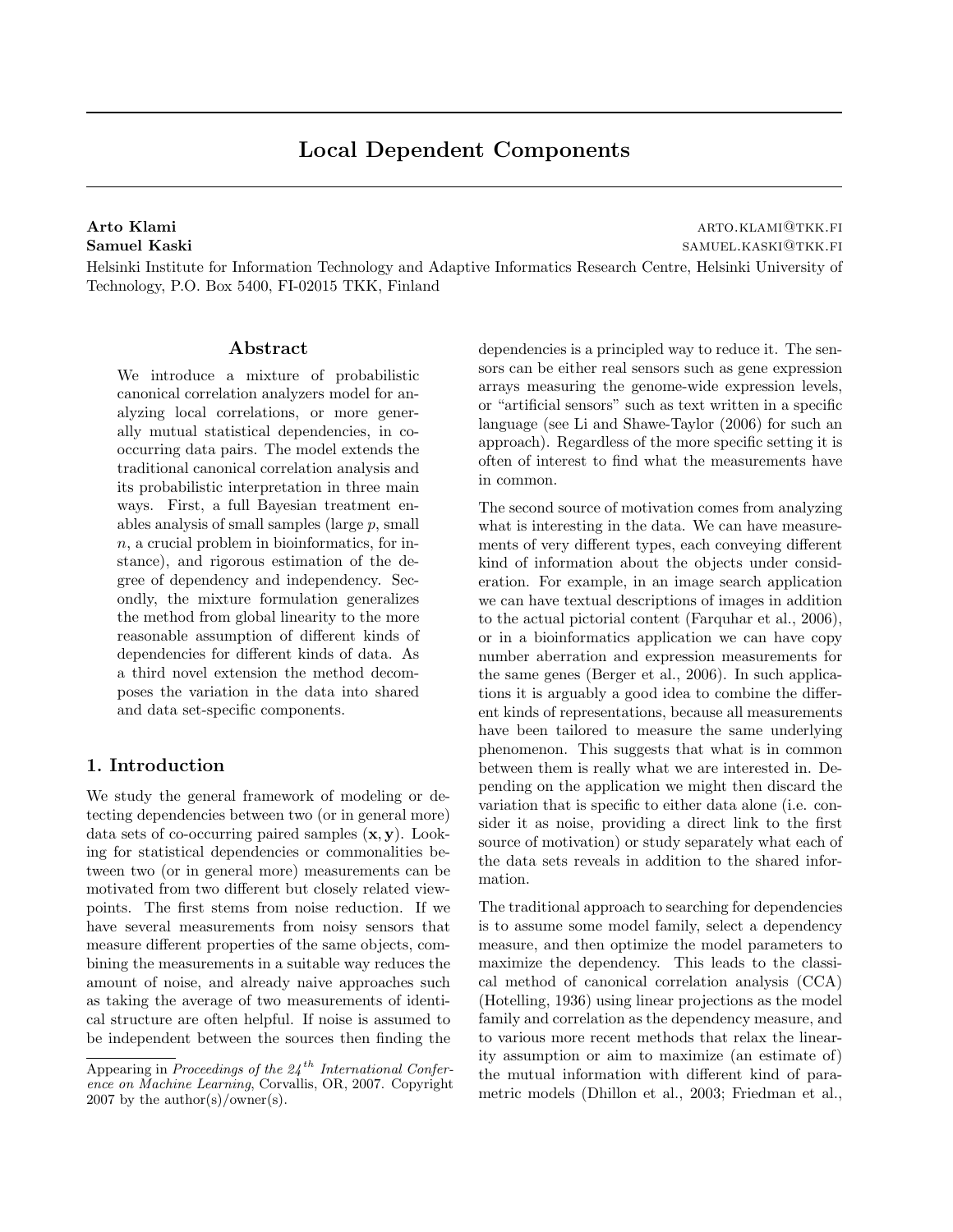# Local Dependent Components

**Arto Klami** ARTO.KLAMI@TKK.FI
**Samuel Kaski** SAMUEL.KASKI@TKK.FI

Helsinki Institute for Information Technology and Adaptive Informatics Research Centre, Helsinki University of Technology, P.O. Box 5400, FI-02015 TKK, Finland

## Abstract

We introduce a mixture of probabilistic canonical correlation analyzers model for analyzing local correlations, or more generally mutual statistical dependencies, in cooccurring data pairs. The model extends the traditional canonical correlation analysis and its probabilistic interpretation in three main ways. First, a full Bayesian treatment enables analysis of small samples (large $p$, small $n$, a crucial problem in bioinformatics, for instance), and rigorous estimation of the degree of dependency and independency. Secondly, the mixture formulation generalizes the method from global linearity to the more reasonable assumption of different kinds of dependencies for different kinds of data. As a third novel extension the method decomposes the variation in the data into shared and data set-specific components.

## 1. Introduction

We study the general framework of modeling or detecting dependencies between two (or in general more) data sets of co-occurring paired samples $(\mathbf{x}, \mathbf{y})$. Looking for statistical dependencies or commonalities between two (or in general more) measurements can be motivated from two different but closely related viewpoints. The first stems from noise reduction. If we have several measurements from noisy sensors that measure different properties of the same objects, combining the measurements in a suitable way reduces the amount of noise, and already naive approaches such as taking the average of two measurements of identical structure are often helpful. If noise is assumed to be independent between the sources then finding the dependencies is a principled way to reduce it. The sensors can be either real sensors such as gene expression arrays measuring the genome-wide expression levels, or "artificial sensors" such as text written in a specific language (see Li and Shawe-Taylor (2006) for such an approach). Regardless of the more specific setting it is often of interest to find what the measurements have in common.

The second source of motivation comes from analyzing what is interesting in the data. We can have measurements of very different types, each conveying different kind of information about the objects under consideration. For example, in an image search application we can have textual descriptions of images in addition to the actual pictorial content (Farquhar et al., 2006), or in a bioinformatics application we can have copy number aberration and expression measurements for the same genes (Berger et al., 2006). In such applications it is arguably a good idea to combine the different kinds of representations, because all measurements have been tailored to measure the same underlying phenomenon. This suggests that what is in common between them is really what we are interested in. Depending on the application we might then discard the variation that is specific to either data alone (i.e. consider it as noise, providing a direct link to the first source of motivation) or study separately what each of the data sets reveals in addition to the shared information.

The traditional approach to searching for dependencies is to assume some model family, select a dependency measure, and then optimize the model parameters to maximize the dependency. This leads to the classical method of canonical correlation analysis (CCA) (Hotelling, 1936) using linear projections as the model family and correlation as the dependency measure, and to various more recent methods that relax the linearity assumption or aim to maximize (an estimate of) the mutual information with different kind of parametric models (Dhillon et al., 2003; Friedman et al.,

Appearing in *Proceedings of the 24th International Conference on Machine Learning*, Corvallis, OR, 2007. Copyright 2007 by the author(s)/owner(s).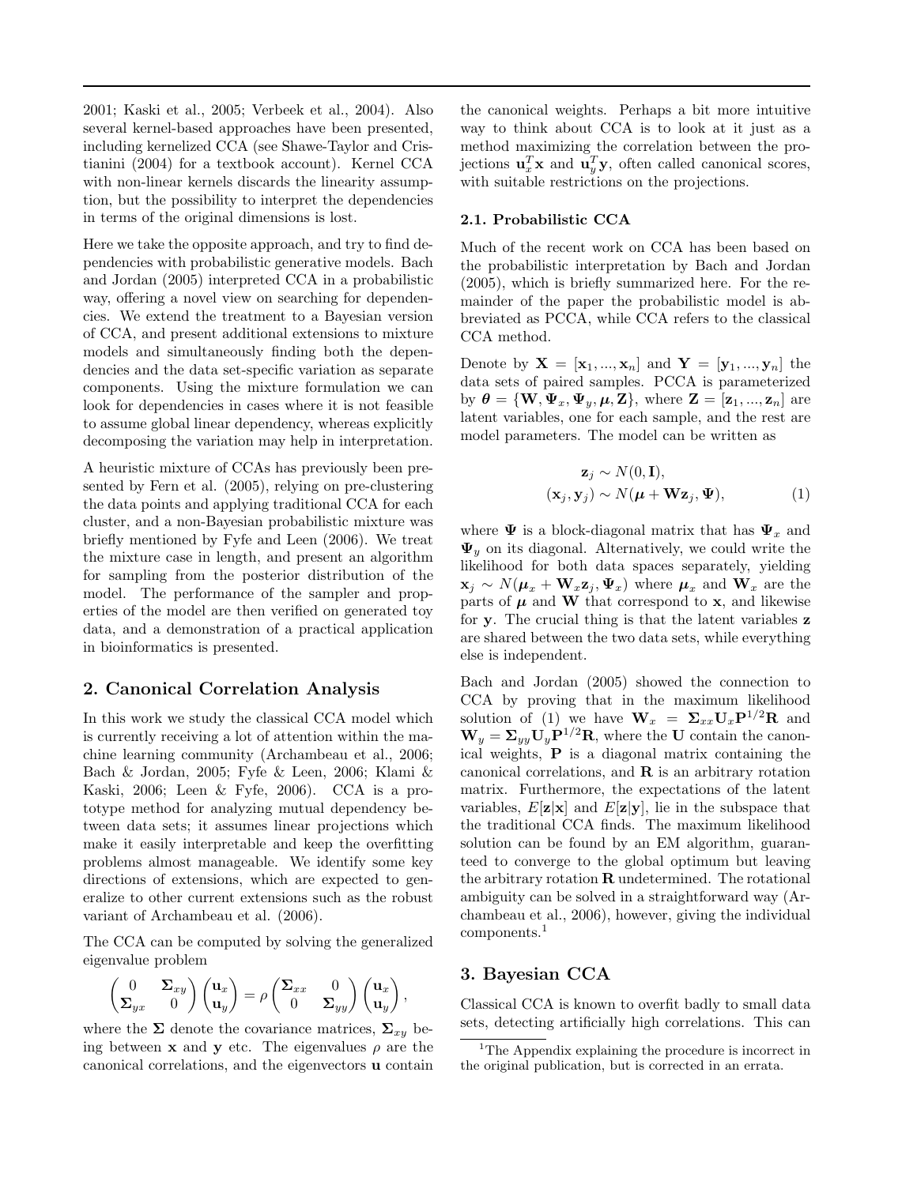2001; Kaski et al., 2005; Verbeek et al., 2004). Also several kernel-based approaches have been presented, including kernelized CCA (see Shawe-Taylor and Cristianini (2004) for a textbook account). Kernel CCA with non-linear kernels discards the linearity assumption, but the possibility to interpret the dependencies in terms of the original dimensions is lost.

Here we take the opposite approach, and try to find dependencies with probabilistic generative models. Bach and Jordan (2005) interpreted CCA in a probabilistic way, offering a novel view on searching for dependencies. We extend the treatment to a Bayesian version of CCA, and present additional extensions to mixture models and simultaneously finding both the dependencies and the data set-specific variation as separate components. Using the mixture formulation we can look for dependencies in cases where it is not feasible to assume global linear dependency, whereas explicitly decomposing the variation may help in interpretation.

A heuristic mixture of CCAs has previously been presented by Fern et al. (2005), relying on pre-clustering the data points and applying traditional CCA for each cluster, and a non-Bayesian probabilistic mixture was briefly mentioned by Fyfe and Leen (2006). We treat the mixture case in length, and present an algorithm for sampling from the posterior distribution of the model. The performance of the sampler and properties of the model are then verified on generated toy data, and a demonstration of a practical application in bioinformatics is presented.

## 2. Canonical Correlation Analysis

In this work we study the classical CCA model which is currently receiving a lot of attention within the machine learning community (Archambeau et al., 2006; Bach & Jordan, 2005; Fyfe & Leen, 2006; Klami & Kaski, 2006; Leen & Fyfe, 2006). CCA is a prototype method for analyzing mutual dependency between data sets; it assumes linear projections which make it easily interpretable and keep the overfitting problems almost manageable. We identify some key directions of extensions, which are expected to generalize to other current extensions such as the robust variant of Archambeau et al. (2006).

The CCA can be computed by solving the generalized eigenvalue problem

$$\begin{pmatrix} 0 & \mathbf{\Sigma}_{xy} \\ \mathbf{\Sigma}_{yx} & 0 \end{pmatrix} \begin{pmatrix} \mathbf{u}_x \\ \mathbf{u}_y \end{pmatrix} = \rho \begin{pmatrix} \mathbf{\Sigma}_{xx} & 0 \\ 0 & \mathbf{\Sigma}_{yy} \end{pmatrix} \begin{pmatrix} \mathbf{u}_x \\ \mathbf{u}_y \end{pmatrix},$$

where the $\mathbf{\Sigma}$ denote the covariance matrices, $\mathbf{\Sigma}_{xy}$ being between $\mathbf{x}$ and $\mathbf{y}$ etc. The eigenvalues $\rho$ are the canonical correlations, and the eigenvectors $\mathbf{u}$ contain the canonical weights. Perhaps a bit more intuitive way to think about CCA is to look at it just as a method maximizing the correlation between the projections $\mathbf{u}_x^T\mathbf{x}$ and $\mathbf{u}_y^T\mathbf{y}$, often called canonical scores, with suitable restrictions on the projections.

### 2.1. Probabilistic CCA

Much of the recent work on CCA has been based on the probabilistic interpretation by Bach and Jordan (2005), which is briefly summarized here. For the remainder of the paper the probabilistic model is abbreviated as PCCA, while CCA refers to the classical CCA method.

Denote by $\mathbf{X} = [\mathbf{x}_1, ..., \mathbf{x}_n]$ and $\mathbf{Y} = [\mathbf{y}_1, ..., \mathbf{y}_n]$ the data sets of paired samples. PCCA is parameterized by $\boldsymbol{\theta} = \{\mathbf{W}, \mathbf{\Psi}_x, \mathbf{\Psi}_y, \boldsymbol{\mu}, \mathbf{Z}\}$, where $\mathbf{Z} = [\mathbf{z}_1, ..., \mathbf{z}_n]$ are latent variables, one for each sample, and the rest are model parameters. The model can be written as

$$\begin{aligned} \mathbf{z}_j &\sim N(0, \mathbf{I}), \\ (\mathbf{x}_j, \mathbf{y}_j) &\sim N(\boldsymbol{\mu} + \mathbf{W}\mathbf{z}_j, \mathbf{\Psi}), \end{aligned} \tag{1}$$

where $\mathbf{\Psi}$ is a block-diagonal matrix that has $\mathbf{\Psi}_x$ and $\mathbf{\Psi}_y$ on its diagonal. Alternatively, we could write the likelihood for both data spaces separately, yielding $\mathbf{x}_j \sim N(\boldsymbol{\mu}_x + \mathbf{W}_x\mathbf{z}_j, \mathbf{\Psi}_x)$ where $\boldsymbol{\mu}_x$ and $\mathbf{W}_x$ are the parts of $\boldsymbol{\mu}$ and $\mathbf{W}$ that correspond to $\mathbf{x}$, and likewise for $\mathbf{y}$. The crucial thing is that the latent variables $\mathbf{z}$ are shared between the two data sets, while everything else is independent.

Bach and Jordan (2005) showed the connection to CCA by proving that in the maximum likelihood solution of (1) we have $\mathbf{W}_x = \mathbf{\Sigma}_{xx}\mathbf{U}_x\mathbf{P}^{1/2}\mathbf{R}$ and $\mathbf{W}_y = \mathbf{\Sigma}_{yy}\mathbf{U}_y\mathbf{P}^{1/2}\mathbf{R}$, where the $\mathbf{U}$ contain the canonical weights, $\mathbf{P}$ is a diagonal matrix containing the canonical correlations, and $\mathbf{R}$ is an arbitrary rotation matrix. Furthermore, the expectations of the latent variables, $E[\mathbf{z}|\mathbf{x}]$ and $E[\mathbf{z}|\mathbf{y}]$, lie in the subspace that the traditional CCA finds. The maximum likelihood solution can be found by an EM algorithm, guaranteed to converge to the global optimum but leaving the arbitrary rotation $\mathbf{R}$ undetermined. The rotational ambiguity can be solved in a straightforward way (Archambeau et al., 2006), however, giving the individual components.[1]

## 3. Bayesian CCA

Classical CCA is known to overfit badly to small data sets, detecting artificially high correlations. This can

[1] The Appendix explaining the procedure is incorrect in the original publication, but is corrected in an errata.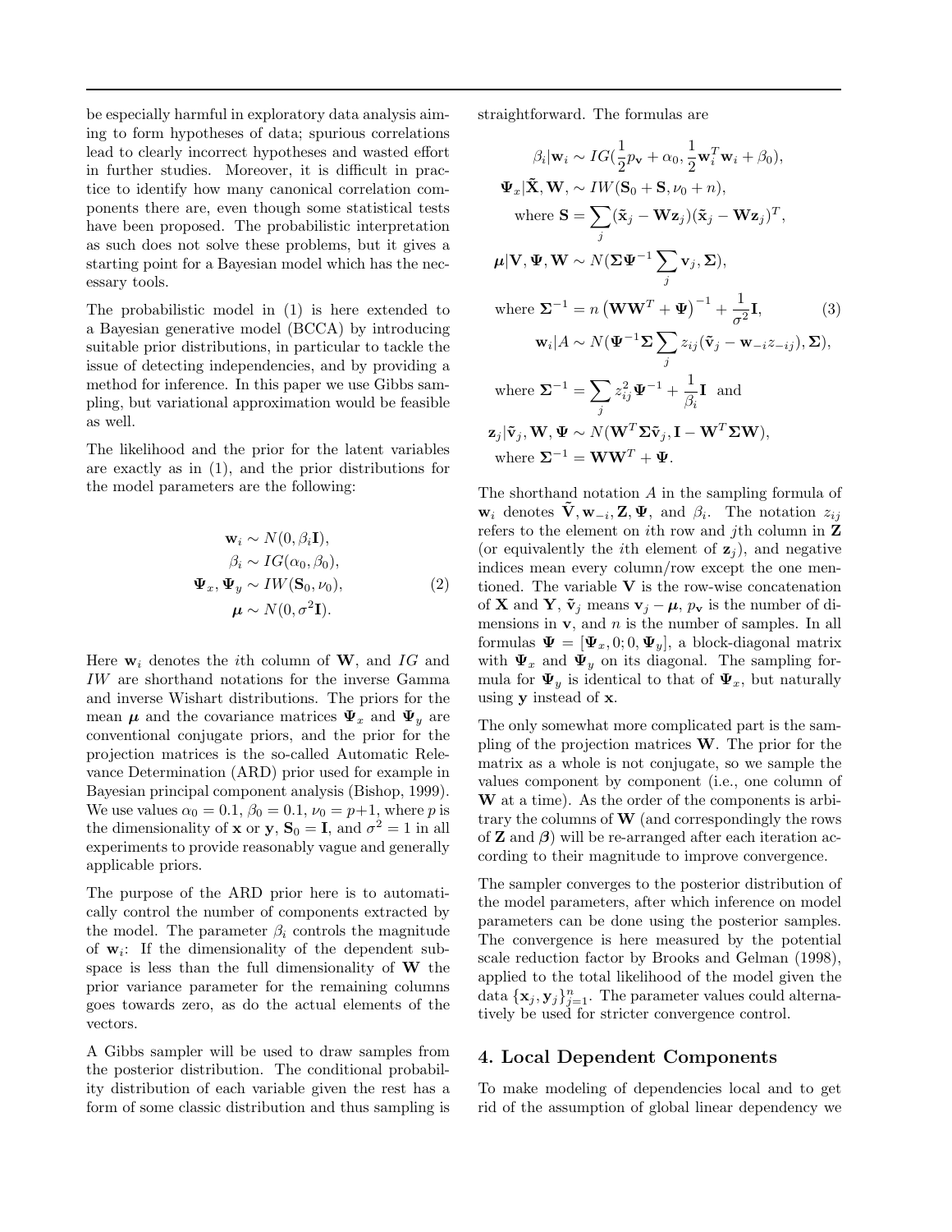be especially harmful in exploratory data analysis aiming to form hypotheses of data; spurious correlations lead to clearly incorrect hypotheses and wasted effort in further studies. Moreover, it is difficult in practice to identify how many canonical correlation components there are, even though some statistical tests have been proposed. The probabilistic interpretation as such does not solve these problems, but it gives a starting point for a Bayesian model which has the necessary tools.

The probabilistic model in (1) is here extended to a Bayesian generative model (BCCA) by introducing suitable prior distributions, in particular to tackle the issue of detecting independencies, and by providing a method for inference. In this paper we use Gibbs sampling, but variational approximation would be feasible as well.

The likelihood and the prior for the latent variables are exactly as in (1), and the prior distributions for the model parameters are the following:

$$
\begin{aligned}
\mathbf{w}_i &\sim N(0, \beta_i \mathbf{I}), \\
\beta_i &\sim IG(\alpha_0, \beta_0), \\
\mathbf{\Psi}_x, \mathbf{\Psi}_y &\sim IW(\mathbf{S}_0, \nu_0), \\
\boldsymbol{\mu} &\sim N(0, \sigma^2 \mathbf{I}).
\end{aligned} \tag{2}
$$

Here $\mathbf{w}_i$ denotes the $i$th column of $\mathbf{W}$, and $IG$ and $IW$ are shorthand notations for the inverse Gamma and inverse Wishart distributions. The priors for the mean $\boldsymbol{\mu}$ and the covariance matrices $\mathbf{\Psi}_x$ and $\mathbf{\Psi}_y$ are conventional conjugate priors, and the prior for the projection matrices is the so-called Automatic Relevance Determination (ARD) prior used for example in Bayesian principal component analysis (Bishop, 1999). We use values $\alpha_0 = 0.1$, $\beta_0 = 0.1$, $\nu_0 = p+1$, where $p$ is the dimensionality of $\mathbf{x}$ or $\mathbf{y}$, $\mathbf{S}_0 = \mathbf{I}$, and $\sigma^2 = 1$ in all experiments to provide reasonably vague and generally applicable priors.

The purpose of the ARD prior here is to automatically control the number of components extracted by the model. The parameter $\beta_i$ controls the magnitude of $\mathbf{w}_i$: If the dimensionality of the dependent subspace is less than the full dimensionality of $\mathbf{W}$ the prior variance parameter for the remaining columns goes towards zero, as do the actual elements of the vectors.

A Gibbs sampler will be used to draw samples from the posterior distribution. The conditional probability distribution of each variable given the rest has a form of some classic distribution and thus sampling is straightforward. The formulas are

$$
\begin{aligned}
\beta_i|\mathbf{w}_i &\sim IG(\frac{1}{2}p_{\mathbf{v}} + \alpha_0, \frac{1}{2}\mathbf{w}_i^T\mathbf{w}_i + \beta_0), \\
\mathbf{\Psi}_x|\tilde{\mathbf{X}}, \mathbf{W}, &\sim IW(\mathbf{S}_0 + \mathbf{S}, \nu_0 + n), \\
\text{where } \mathbf{S} &= \sum_j (\tilde{\mathbf{x}}_j - \mathbf{W}\mathbf{z}_j)(\tilde{\mathbf{x}}_j - \mathbf{W}\mathbf{z}_j)^T, \\
\boldsymbol{\mu}|\mathbf{V}, \mathbf{\Psi}, \mathbf{W} &\sim N(\mathbf{\Sigma}\mathbf{\Psi}^{-1}\sum_j \mathbf{v}_j, \mathbf{\Sigma}), \\
\text{where } \mathbf{\Sigma}^{-1} &= n\left(\mathbf{W}\mathbf{W}^T + \mathbf{\Psi}\right)^{-1} + \frac{1}{\sigma^2}\mathbf{I}, \\
\mathbf{w}_i|A &\sim N(\mathbf{\Psi}^{-1}\mathbf{\Sigma}\sum_j z_{ij}(\tilde{\mathbf{v}}_j - \mathbf{w}_{-i}z_{-ij}), \mathbf{\Sigma}), \\
\text{where } \mathbf{\Sigma}^{-1} &= \sum_j z_{ij}^2 \mathbf{\Psi}^{-1} + \frac{1}{\beta_i}\mathbf{I} \text{ and} \\
\mathbf{z}_j|\tilde{\mathbf{v}}_j, \mathbf{W}, \mathbf{\Psi} &\sim N(\mathbf{W}^T\mathbf{\Sigma}\tilde{\mathbf{v}}_j, \mathbf{I} - \mathbf{W}^T\mathbf{\Sigma}\mathbf{W}), \\
\text{where } \mathbf{\Sigma}^{-1} &= \mathbf{W}\mathbf{W}^T + \mathbf{\Psi}.
\end{aligned} \tag{3}
$$

The shorthand notation $A$ in the sampling formula of $\mathbf{w}_i$ denotes $\tilde{\mathbf{V}}, \mathbf{w}_{-i}, \mathbf{Z}, \mathbf{\Psi}$, and $\beta_i$. The notation $z_{ij}$ refers to the element on $i$th row and $j$th column in $\mathbf{Z}$ (or equivalently the $i$th element of $\mathbf{z}_j$), and negative indices mean every column/row except the one mentioned. The variable $\mathbf{V}$ is the row-wise concatenation of $\mathbf{X}$ and $\mathbf{Y}$, $\tilde{\mathbf{v}}_j$ means $\mathbf{v}_j - \boldsymbol{\mu}$, $p_{\mathbf{v}}$ is the number of dimensions in $\mathbf{v}$, and $n$ is the number of samples. In all formulas $\mathbf{\Psi} = [\mathbf{\Psi}_x, 0; 0, \mathbf{\Psi}_y]$, a block-diagonal matrix with $\mathbf{\Psi}_x$ and $\mathbf{\Psi}_y$ on its diagonal. The sampling formula for $\mathbf{\Psi}_y$ is identical to that of $\mathbf{\Psi}_x$, but naturally using $\mathbf{y}$ instead of $\mathbf{x}$.

The only somewhat more complicated part is the sampling of the projection matrices $\mathbf{W}$. The prior for the matrix as a whole is not conjugate, so we sample the values component by component (i.e., one column of $\mathbf{W}$ at a time). As the order of the components is arbitrary the columns of $\mathbf{W}$ (and correspondingly the rows of $\mathbf{Z}$ and $\boldsymbol{\beta}$) will be re-arranged after each iteration according to their magnitude to improve convergence.

The sampler converges to the posterior distribution of the model parameters, after which inference on model parameters can be done using the posterior samples. The convergence is here measured by the potential scale reduction factor by Brooks and Gelman (1998), applied to the total likelihood of the model given the data $\{\mathbf{x}_j, \mathbf{y}_j\}_{j=1}^n$. The parameter values could alternatively be used for stricter convergence control.

## 4. Local Dependent Components

To make modeling of dependencies local and to get rid of the assumption of global linear dependency we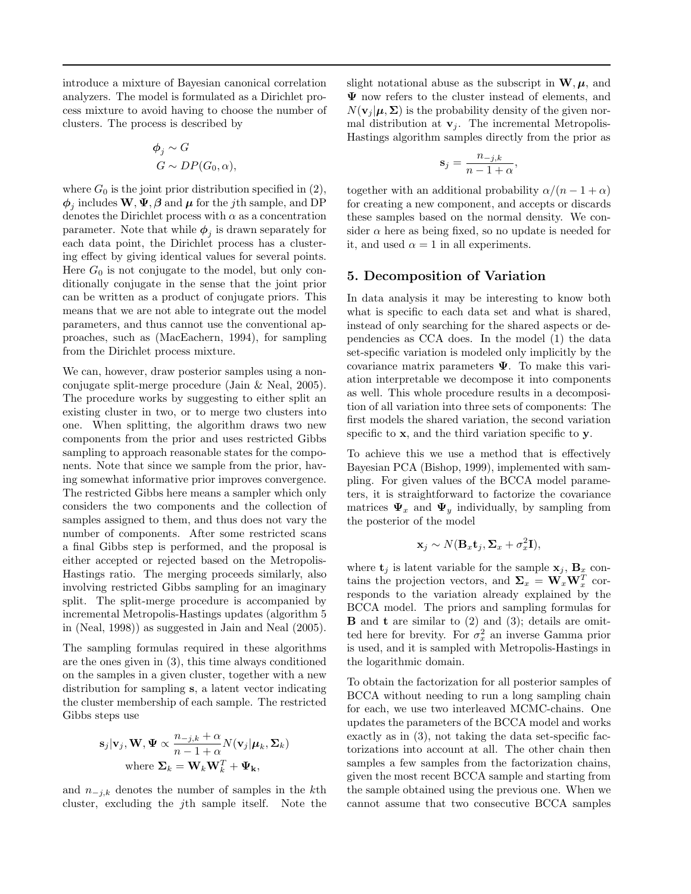introduce a mixture of Bayesian canonical correlation analyzers. The model is formulated as a Dirichlet process mixture to avoid having to choose the number of clusters. The process is described by

$$\boldsymbol{\phi}_j \sim G$$
$$G \sim DP(G_0, \alpha),$$

where $G_0$ is the joint prior distribution specified in (2), $\boldsymbol{\phi}_j$ includes $\mathbf{W}, \boldsymbol{\Psi}, \boldsymbol{\beta}$ and $\boldsymbol{\mu}$ for the $j$th sample, and DP denotes the Dirichlet process with $\alpha$ as a concentration parameter. Note that while $\boldsymbol{\phi}_j$ is drawn separately for each data point, the Dirichlet process has a clustering effect by giving identical values for several points. Here $G_0$ is not conjugate to the model, but only conditionally conjugate in the sense that the joint prior can be written as a product of conjugate priors. This means that we are not able to integrate out the model parameters, and thus cannot use the conventional approaches, such as (MacEachern, 1994), for sampling from the Dirichlet process mixture.

We can, however, draw posterior samples using a non-conjugate split-merge procedure (Jain & Neal, 2005). The procedure works by suggesting to either split an existing cluster in two, or to merge two clusters into one. When splitting, the algorithm draws two new components from the prior and uses restricted Gibbs sampling to approach reasonable states for the components. Note that since we sample from the prior, having somewhat informative prior improves convergence. The restricted Gibbs here means a sampler which only considers the two components and the collection of samples assigned to them, and thus does not vary the number of components. After some restricted scans a final Gibbs step is performed, and the proposal is either accepted or rejected based on the Metropolis-Hastings ratio. The merging proceeds similarly, also involving restricted Gibbs sampling for an imaginary split. The split-merge procedure is accompanied by incremental Metropolis-Hastings updates (algorithm 5 in (Neal, 1998)) as suggested in Jain and Neal (2005).

The sampling formulas required in these algorithms are the ones given in (3), this time always conditioned on the samples in a given cluster, together with a new distribution for sampling $\mathbf{s}$, a latent vector indicating the cluster membership of each sample. The restricted Gibbs steps use

$$\mathbf{s}_j|\mathbf{v}_j, \mathbf{W}, \boldsymbol{\Psi} \propto \frac{n_{-j,k} + \alpha}{n - 1 + \alpha} N(\mathbf{v}_j|\boldsymbol{\mu}_k, \boldsymbol{\Sigma}_k)$$
$$\text{where } \boldsymbol{\Sigma}_k = \mathbf{W}_k\mathbf{W}_k^T + \boldsymbol{\Psi}_{\mathbf{k}},$$

and $n_{-j,k}$ denotes the number of samples in the $k$th cluster, excluding the $j$th sample itself. Note the slight notational abuse as the subscript in $\mathbf{W}, \boldsymbol{\mu}$, and $\boldsymbol{\Psi}$ now refers to the cluster instead of elements, and $N(\mathbf{v}_j|\boldsymbol{\mu}, \boldsymbol{\Sigma})$ is the probability density of the given normal distribution at $\mathbf{v}_j$. The incremental Metropolis-Hastings algorithm samples directly from the prior as

$$\mathbf{s}_j = \frac{n_{-j,k}}{n - 1 + \alpha},$$

together with an additional probability $\alpha/(n - 1 + \alpha)$ for creating a new component, and accepts or discards these samples based on the normal density. We consider $\alpha$ here as being fixed, so no update is needed for it, and used $\alpha = 1$ in all experiments.

## 5. Decomposition of Variation

In data analysis it may be interesting to know both what is specific to each data set and what is shared, instead of only searching for the shared aspects or dependencies as CCA does. In the model (1) the data set-specific variation is modeled only implicitly by the covariance matrix parameters $\boldsymbol{\Psi}$. To make this variation interpretable we decompose it into components as well. This whole procedure results in a decomposition of all variation into three sets of components: The first models the shared variation, the second variation specific to $\mathbf{x}$, and the third variation specific to $\mathbf{y}$.

To achieve this we use a method that is effectively Bayesian PCA (Bishop, 1999), implemented with sampling. For given values of the BCCA model parameters, it is straightforward to factorize the covariance matrices $\boldsymbol{\Psi}_x$ and $\boldsymbol{\Psi}_y$ individually, by sampling from the posterior of the model

$$\mathbf{x}_j \sim N(\mathbf{B}_x\mathbf{t}_j, \boldsymbol{\Sigma}_x + \sigma_x^2\mathbf{I}),$$

where $\mathbf{t}_j$ is latent variable for the sample $\mathbf{x}_j$, $\mathbf{B}_x$ contains the projection vectors, and $\boldsymbol{\Sigma}_x = \mathbf{W}_x\mathbf{W}_x^T$ corresponds to the variation already explained by the BCCA model. The priors and sampling formulas for $\mathbf{B}$ and $\mathbf{t}$ are similar to (2) and (3); details are omitted here for brevity. For $\sigma_x^2$ an inverse Gamma prior is used, and it is sampled with Metropolis-Hastings in the logarithmic domain.

To obtain the factorization for all posterior samples of BCCA without needing to run a long sampling chain for each, we use two interleaved MCMC-chains. One updates the parameters of the BCCA model and works exactly as in (3), not taking the data set-specific factorizations into account at all. The other chain then samples a few samples from the factorization chains, given the most recent BCCA sample and starting from the sample obtained using the previous one. When we cannot assume that two consecutive BCCA samples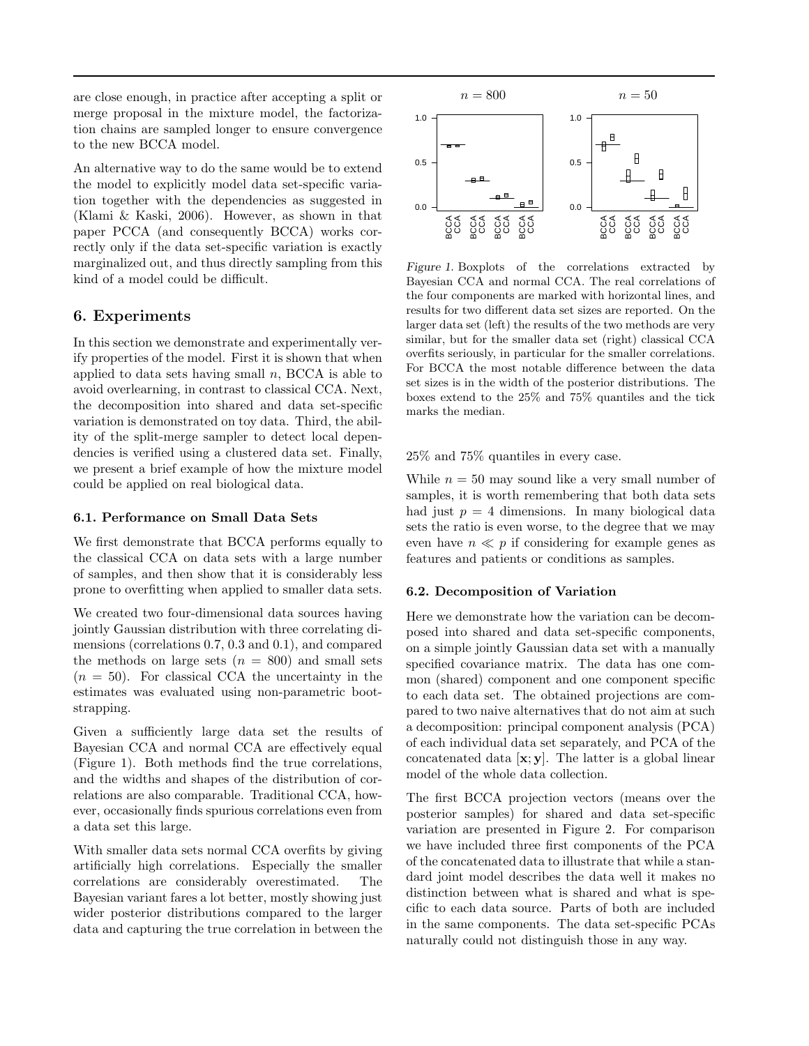are close enough, in practice after accepting a split or merge proposal in the mixture model, the factorization chains are sampled longer to ensure convergence to the new BCCA model.

An alternative way to do the same would be to extend the model to explicitly model data set-specific variation together with the dependencies as suggested in (Klami & Kaski, 2006). However, as shown in that paper PCCA (and consequently BCCA) works correctly only if the data set-specific variation is exactly marginalized out, and thus directly sampling from this kind of a model could be difficult.

## 6. Experiments

In this section we demonstrate and experimentally verify properties of the model. First it is shown that when applied to data sets having small $n$, BCCA is able to avoid overlearning, in contrast to classical CCA. Next, the decomposition into shared and data set-specific variation is demonstrated on toy data. Third, the ability of the split-merge sampler to detect local dependencies is verified using a clustered data set. Finally, we present a brief example of how the mixture model could be applied on real biological data.

### 6.1. Performance on Small Data Sets

We first demonstrate that BCCA performs equally to the classical CCA on data sets with a large number of samples, and then show that it is considerably less prone to overfitting when applied to smaller data sets.

We created two four-dimensional data sources having jointly Gaussian distribution with three correlating dimensions (correlations 0.7, 0.3 and 0.1), and compared the methods on large sets ($n = 800$) and small sets ($n = 50$). For classical CCA the uncertainty in the estimates was evaluated using non-parametric bootstrapping.

Given a sufficiently large data set the results of Bayesian CCA and normal CCA are effectively equal (Figure 1). Both methods find the true correlations, and the widths and shapes of the distribution of correlations are also comparable. Traditional CCA, however, occasionally finds spurious correlations even from a data set this large.

With smaller data sets normal CCA overfits by giving artificially high correlations. Especially the smaller correlations are considerably overestimated. The Bayesian variant fares a lot better, mostly showing just wider posterior distributions compared to the larger data and capturing the true correlation in between the 25% and 75% quantiles in every case.

*Figure 1.* Boxplots of the correlations extracted by Bayesian CCA and normal CCA. The real correlations of the four components are marked with horizontal lines, and results for two different data set sizes are reported. On the larger data set (left) the results of the two methods are very similar, but for the smaller data set (right) classical CCA overfits seriously, in particular for the smaller correlations. For BCCA the most notable difference between the data set sizes is in the width of the posterior distributions. The boxes extend to the 25% and 75% quantiles and the tick marks the median.

While $n = 50$ may sound like a very small number of samples, it is worth remembering that both data sets had just $p = 4$ dimensions. In many biological data sets the ratio is even worse, to the degree that we may even have $n \ll p$ if considering for example genes as features and patients or conditions as samples.

### 6.2. Decomposition of Variation

Here we demonstrate how the variation can be decomposed into shared and data set-specific components, on a simple jointly Gaussian data set with a manually specified covariance matrix. The data has one common (shared) component and one component specific to each data set. The obtained projections are compared to two naive alternatives that do not aim at such a decomposition: principal component analysis (PCA) of each individual data set separately, and PCA of the concatenated data $[\mathbf{x}; \mathbf{y}]$. The latter is a global linear model of the whole data collection.

The first BCCA projection vectors (means over the posterior samples) for shared and data set-specific variation are presented in Figure 2. For comparison we have included three first components of the PCA of the concatenated data to illustrate that while a standard joint model describes the data well it makes no distinction between what is shared and what is specific to each data source. Parts of both are included in the same components. The data set-specific PCAs naturally could not distinguish those in any way.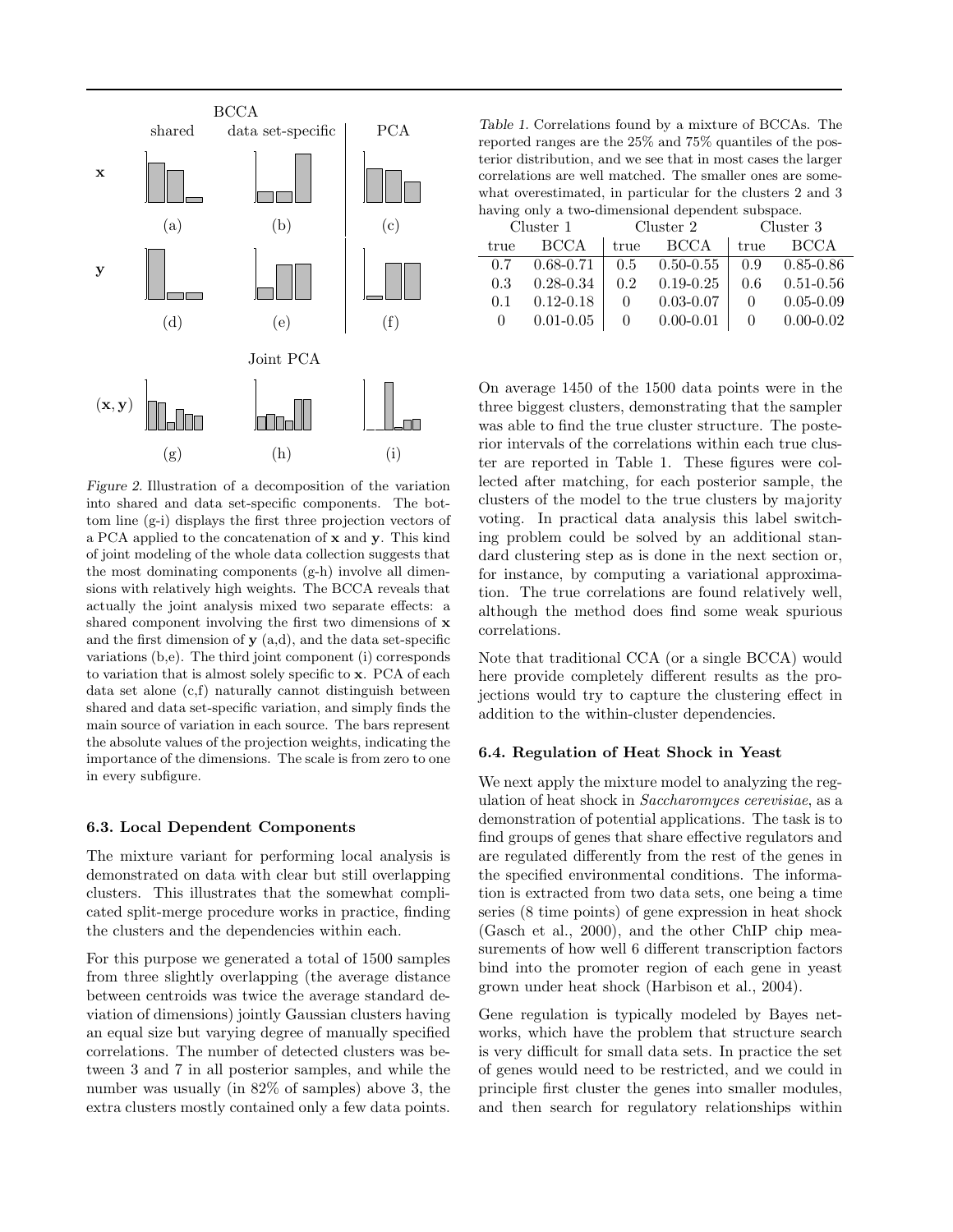*Figure 2.* Illustration of a decomposition of the variation into shared and data set-specific components. The bottom line (g-i) displays the first three projection vectors of a PCA applied to the concatenation of $\mathbf{x}$ and $\mathbf{y}$. This kind of joint modeling of the whole data collection suggests that the most dominating components (g-h) involve all dimensions with relatively high weights. The BCCA reveals that actually the joint analysis mixed two separate effects: a shared component involving the first two dimensions of $\mathbf{x}$ and the first dimension of $\mathbf{y}$ (a,d), and the data set-specific variations (b,e). The third joint component (i) corresponds to variation that is almost solely specific to $\mathbf{x}$. PCA of each data set alone (c,f) naturally cannot distinguish between shared and data set-specific variation, and simply finds the main source of variation in each source. The bars represent the absolute values of the projection weights, indicating the importance of the dimensions. The scale is from zero to one in every subfigure.

### 6.3. Local Dependent Components

The mixture variant for performing local analysis is demonstrated on data with clear but still overlapping clusters. This illustrates that the somewhat complicated split-merge procedure works in practice, finding the clusters and the dependencies within each.

For this purpose we generated a total of 1500 samples from three slightly overlapping (the average distance between centroids was twice the average standard deviation of dimensions) jointly Gaussian clusters having an equal size but varying degree of manually specified correlations. The number of detected clusters was between 3 and 7 in all posterior samples, and while the number was usually (in 82% of samples) above 3, the extra clusters mostly contained only a few data points.

*Table 1.* Correlations found by a mixture of BCCAs. The reported ranges are the 25% and 75% quantiles of the posterior distribution, and we see that in most cases the larger correlations are well matched. The smaller ones are somewhat overestimated, in particular for the clusters 2 and 3 having only a two-dimensional dependent subspace.

| Cluster 1 | | Cluster 2 | | Cluster 3 | |
|---|---|---|---|---|---|
| true | BCCA | true | BCCA | true | BCCA |
| 0.7 | 0.68-0.71 | 0.5 | 0.50-0.55 | 0.9 | 0.85-0.86 |
| 0.3 | 0.28-0.34 | 0.2 | 0.19-0.25 | 0.6 | 0.51-0.56 |
| 0.1 | 0.12-0.18 | 0 | 0.03-0.07 | 0 | 0.05-0.09 |
| 0 | 0.01-0.05 | 0 | 0.00-0.01 | 0 | 0.00-0.02 |

On average 1450 of the 1500 data points were in the three biggest clusters, demonstrating that the sampler was able to find the true cluster structure. The posterior intervals of the correlations within each true cluster are reported in Table 1. These figures were collected after matching, for each posterior sample, the clusters of the model to the true clusters by majority voting. In practical data analysis this label switching problem could be solved by an additional standard clustering step as is done in the next section or, for instance, by computing a variational approximation. The true correlations are found relatively well, although the method does find some weak spurious correlations.

Note that traditional CCA (or a single BCCA) would here provide completely different results as the projections would try to capture the clustering effect in addition to the within-cluster dependencies.

### 6.4. Regulation of Heat Shock in Yeast

We next apply the mixture model to analyzing the regulation of heat shock in *Saccharomyces cerevisiae*, as a demonstration of potential applications. The task is to find groups of genes that share effective regulators and are regulated differently from the rest of the genes in the specified environmental conditions. The information is extracted from two data sets, one being a time series (8 time points) of gene expression in heat shock (Gasch et al., 2000), and the other ChIP chip measurements of how well 6 different transcription factors bind into the promoter region of each gene in yeast grown under heat shock (Harbison et al., 2004).

Gene regulation is typically modeled by Bayes networks, which have the problem that structure search is very difficult for small data sets. In practice the set of genes would need to be restricted, and we could in principle first cluster the genes into smaller modules, and then search for regulatory relationships within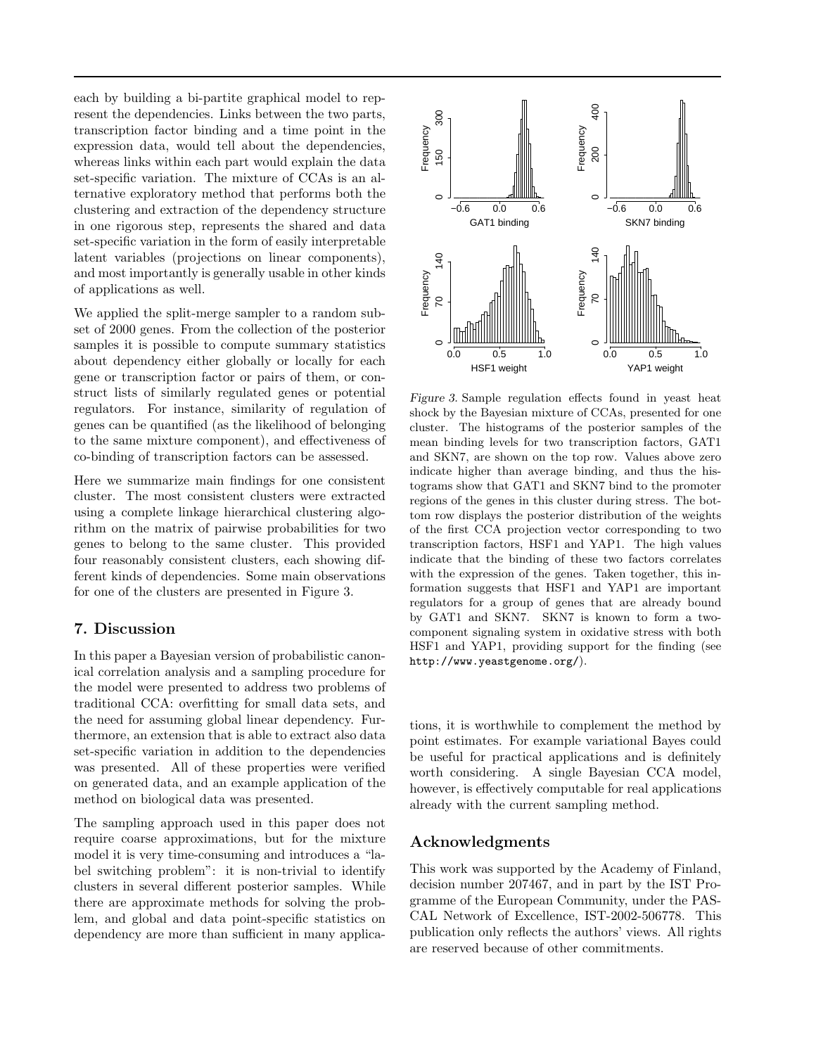each by building a bi-partite graphical model to represent the dependencies. Links between the two parts, transcription factor binding and a time point in the expression data, would tell about the dependencies, whereas links within each part would explain the data set-specific variation. The mixture of CCAs is an alternative exploratory method that performs both the clustering and extraction of the dependency structure in one rigorous step, represents the shared and data set-specific variation in the form of easily interpretable latent variables (projections on linear components), and most importantly is generally usable in other kinds of applications as well.

We applied the split-merge sampler to a random subset of 2000 genes. From the collection of the posterior samples it is possible to compute summary statistics about dependency either globally or locally for each gene or transcription factor or pairs of them, or construct lists of similarly regulated genes or potential regulators. For instance, similarity of regulation of genes can be quantified (as the likelihood of belonging to the same mixture component), and effectiveness of co-binding of transcription factors can be assessed.

Here we summarize main findings for one consistent cluster. The most consistent clusters were extracted using a complete linkage hierarchical clustering algorithm on the matrix of pairwise probabilities for two genes to belong to the same cluster. This provided four reasonably consistent clusters, each showing different kinds of dependencies. Some main observations for one of the clusters are presented in Figure 3.

*Figure 3.* Sample regulation effects found in yeast heat shock by the Bayesian mixture of CCAs, presented for one cluster. The histograms of the posterior samples of the mean binding levels for two transcription factors, GAT1 and SKN7, are shown on the top row. Values above zero indicate higher than average binding, and thus the histograms show that GAT1 and SKN7 bind to the promoter regions of the genes in this cluster during stress. The bottom row displays the posterior distribution of the weights of the first CCA projection vector corresponding to two transcription factors, HSF1 and YAP1. The high values indicate that the binding of these two factors correlates with the expression of the genes. Taken together, this information suggests that HSF1 and YAP1 are important regulators for a group of genes that are already bound by GAT1 and SKN7. SKN7 is known to form a two-component signaling system in oxidative stress with both HSF1 and YAP1, providing support for the finding (see `http://www.yeastgenome.org/`).

## 7. Discussion

In this paper a Bayesian version of probabilistic canonical correlation analysis and a sampling procedure for the model were presented to address two problems of traditional CCA: overfitting for small data sets, and the need for assuming global linear dependency. Furthermore, an extension that is able to extract also data set-specific variation in addition to the dependencies was presented. All of these properties were verified on generated data, and an example application of the method on biological data was presented.

The sampling approach used in this paper does not require coarse approximations, but for the mixture model it is very time-consuming and introduces a "label switching problem": it is non-trivial to identify clusters in several different posterior samples. While there are approximate methods for solving the problem, and global and data point-specific statistics on dependency are more than sufficient in many applications, it is worthwhile to complement the method by point estimates. For example variational Bayes could be useful for practical applications and is definitely worth considering. A single Bayesian CCA model, however, is effectively computable for real applications already with the current sampling method.

## Acknowledgments

This work was supported by the Academy of Finland, decision number 207467, and in part by the IST Programme of the European Community, under the PASCAL Network of Excellence, IST-2002-506778. This publication only reflects the authors' views. All rights are reserved because of other commitments.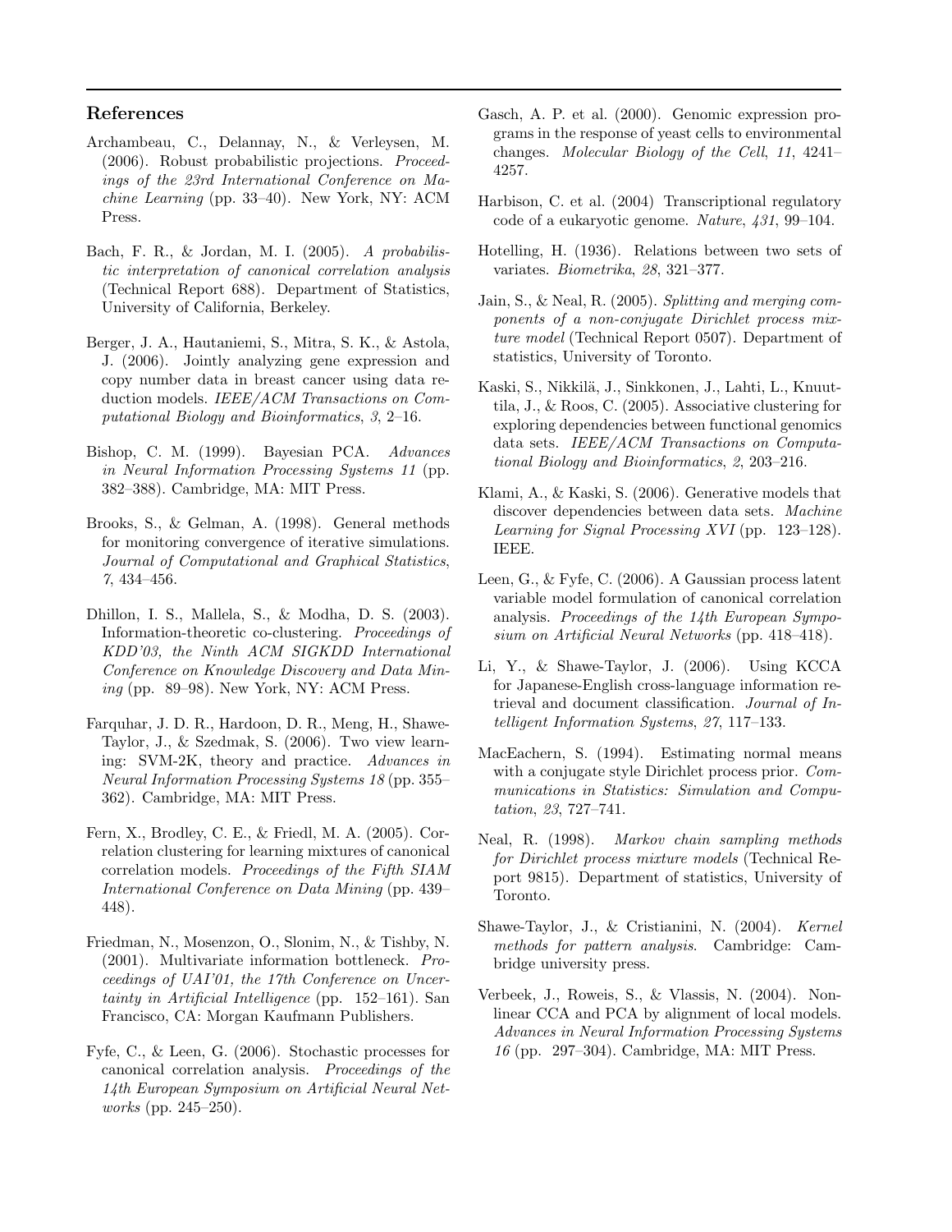## References

Archambeau, C., Delannay, N., & Verleysen, M. (2006). Robust probabilistic projections. *Proceedings of the 23rd International Conference on Machine Learning* (pp. 33–40). New York, NY: ACM Press.

Bach, F. R., & Jordan, M. I. (2005). *A probabilistic interpretation of canonical correlation analysis* (Technical Report 688). Department of Statistics, University of California, Berkeley.

Berger, J. A., Hautaniemi, S., Mitra, S. K., & Astola, J. (2006). Jointly analyzing gene expression and copy number data in breast cancer using data reduction models. *IEEE/ACM Transactions on Computational Biology and Bioinformatics*, *3*, 2–16.

Bishop, C. M. (1999). Bayesian PCA. *Advances in Neural Information Processing Systems 11* (pp. 382–388). Cambridge, MA: MIT Press.

Brooks, S., & Gelman, A. (1998). General methods for monitoring convergence of iterative simulations. *Journal of Computational and Graphical Statistics*, *7*, 434–456.

Dhillon, I. S., Mallela, S., & Modha, D. S. (2003). Information-theoretic co-clustering. *Proceedings of KDD'03, the Ninth ACM SIGKDD International Conference on Knowledge Discovery and Data Mining* (pp. 89–98). New York, NY: ACM Press.

Farquhar, J. D. R., Hardoon, D. R., Meng, H., Shawe-Taylor, J., & Szedmak, S. (2006). Two view learning: SVM-2K, theory and practice. *Advances in Neural Information Processing Systems 18* (pp. 355–362). Cambridge, MA: MIT Press.

Fern, X., Brodley, C. E., & Friedl, M. A. (2005). Correlation clustering for learning mixtures of canonical correlation models. *Proceedings of the Fifth SIAM International Conference on Data Mining* (pp. 439–448).

Friedman, N., Mosenzon, O., Slonim, N., & Tishby, N. (2001). Multivariate information bottleneck. *Proceedings of UAI'01, the 17th Conference on Uncertainty in Artificial Intelligence* (pp. 152–161). San Francisco, CA: Morgan Kaufmann Publishers.

Fyfe, C., & Leen, G. (2006). Stochastic processes for canonical correlation analysis. *Proceedings of the 14th European Symposium on Artificial Neural Networks* (pp. 245–250).

Gasch, A. P. et al. (2000). Genomic expression programs in the response of yeast cells to environmental changes. *Molecular Biology of the Cell*, *11*, 4241–4257.

Harbison, C. et al. (2004) Transcriptional regulatory code of a eukaryotic genome. *Nature*, *431*, 99–104.

Hotelling, H. (1936). Relations between two sets of variates. *Biometrika*, *28*, 321–377.

Jain, S., & Neal, R. (2005). *Splitting and merging components of a non-conjugate Dirichlet process mixture model* (Technical Report 0507). Department of statistics, University of Toronto.

Kaski, S., Nikkilä, J., Sinkkonen, J., Lahti, L., Knuuttila, J., & Roos, C. (2005). Associative clustering for exploring dependencies between functional genomics data sets. *IEEE/ACM Transactions on Computational Biology and Bioinformatics*, *2*, 203–216.

Klami, A., & Kaski, S. (2006). Generative models that discover dependencies between data sets. *Machine Learning for Signal Processing XVI* (pp. 123–128). IEEE.

Leen, G., & Fyfe, C. (2006). A Gaussian process latent variable model formulation of canonical correlation analysis. *Proceedings of the 14th European Symposium on Artificial Neural Networks* (pp. 418–418).

Li, Y., & Shawe-Taylor, J. (2006). Using KCCA for Japanese-English cross-language information retrieval and document classification. *Journal of Intelligent Information Systems*, *27*, 117–133.

MacEachern, S. (1994). Estimating normal means with a conjugate style Dirichlet process prior. *Communications in Statistics: Simulation and Computation*, *23*, 727–741.

Neal, R. (1998). *Markov chain sampling methods for Dirichlet process mixture models* (Technical Report 9815). Department of statistics, University of Toronto.

Shawe-Taylor, J., & Cristianini, N. (2004). *Kernel methods for pattern analysis*. Cambridge: Cambridge university press.

Verbeek, J., Roweis, S., & Vlassis, N. (2004). Nonlinear CCA and PCA by alignment of local models. *Advances in Neural Information Processing Systems 16* (pp. 297–304). Cambridge, MA: MIT Press.